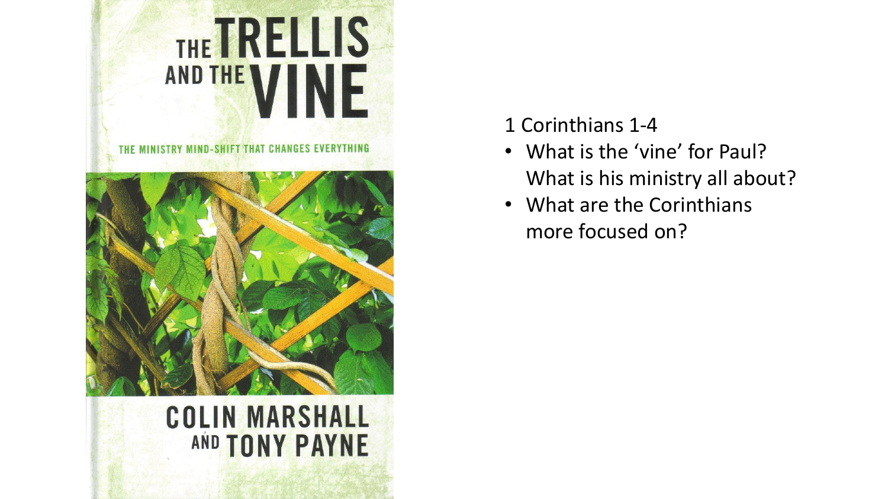THE TRELLIS AND THE VINE

THE MINISTRY MIND-SHIFT THAT CHANGES EVERYTHING

COLIN MARSHALL AND TONY PAYNE

1 Corinthians 1-4

- What is the 'vine' for Paul? What is his ministry all about?
- What are the Corinthians more focused on?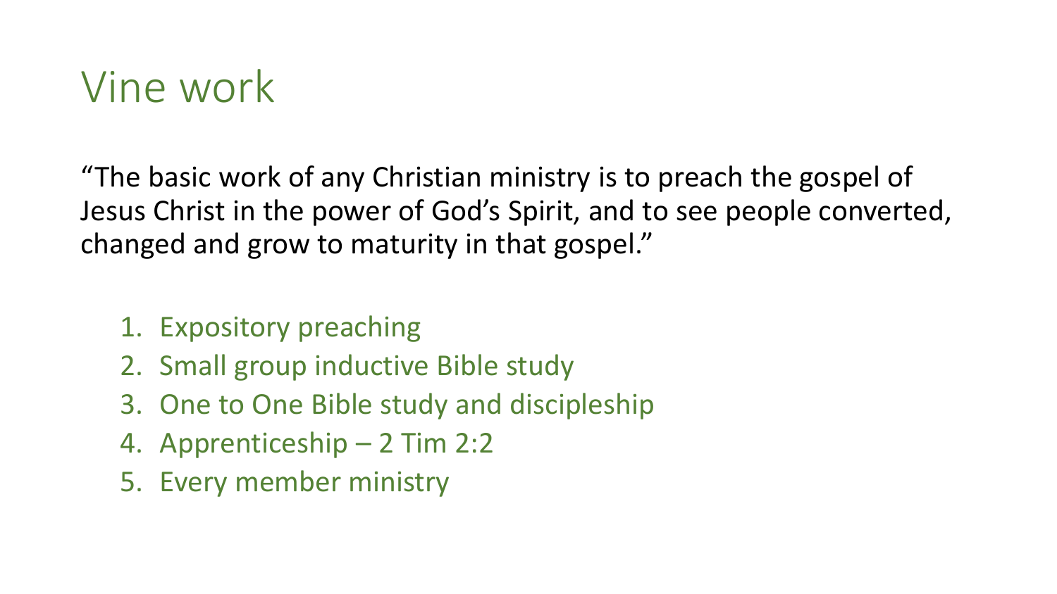# Vine work

"The basic work of any Christian ministry is to preach the gospel of Jesus Christ in the power of God's Spirit, and to see people converted, changed and grow to maturity in that gospel."

1. Expository preaching
2. Small group inductive Bible study
3. One to One Bible study and discipleship
4. Apprenticeship – 2 Tim 2:2
5. Every member ministry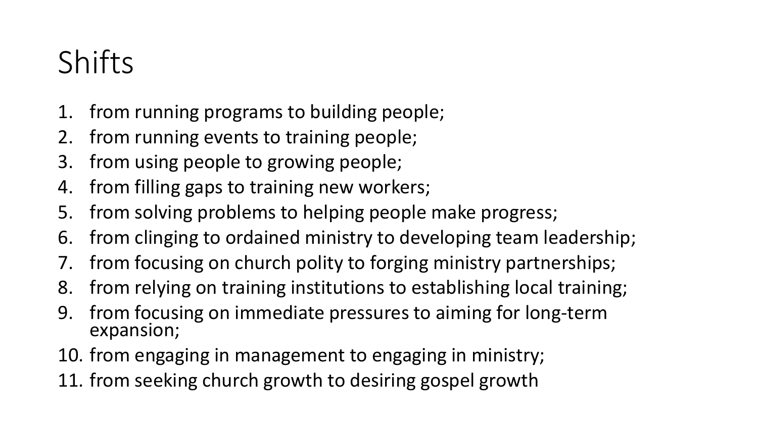# Shifts

1. from running programs to building people;
2. from running events to training people;
3. from using people to growing people;
4. from filling gaps to training new workers;
5. from solving problems to helping people make progress;
6. from clinging to ordained ministry to developing team leadership;
7. from focusing on church polity to forging ministry partnerships;
8. from relying on training institutions to establishing local training;
9. from focusing on immediate pressures to aiming for long-term expansion;
10. from engaging in management to engaging in ministry;
11. from seeking church growth to desiring gospel growth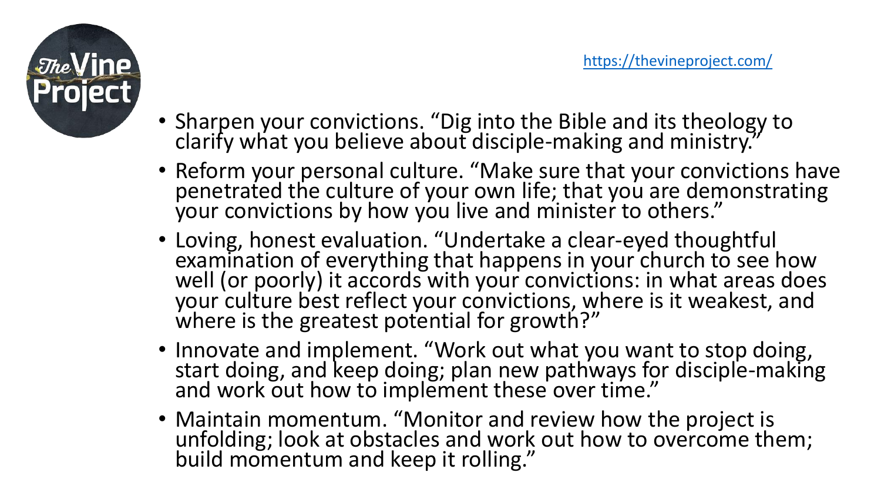https://thevineproject.com/

- Sharpen your convictions. "Dig into the Bible and its theology to clarify what you believe about disciple-making and ministry."
- Reform your personal culture. "Make sure that your convictions have penetrated the culture of your own life; that you are demonstrating your convictions by how you live and minister to others."
- Loving, honest evaluation. "Undertake a clear-eyed thoughtful examination of everything that happens in your church to see how well (or poorly) it accords with your convictions: in what areas does your culture best reflect your convictions, where is it weakest, and where is the greatest potential for growth?"
- Innovate and implement. "Work out what you want to stop doing, start doing, and keep doing; plan new pathways for disciple-making and work out how to implement these over time."
- Maintain momentum. "Monitor and review how the project is unfolding; look at obstacles and work out how to overcome them; build momentum and keep it rolling."